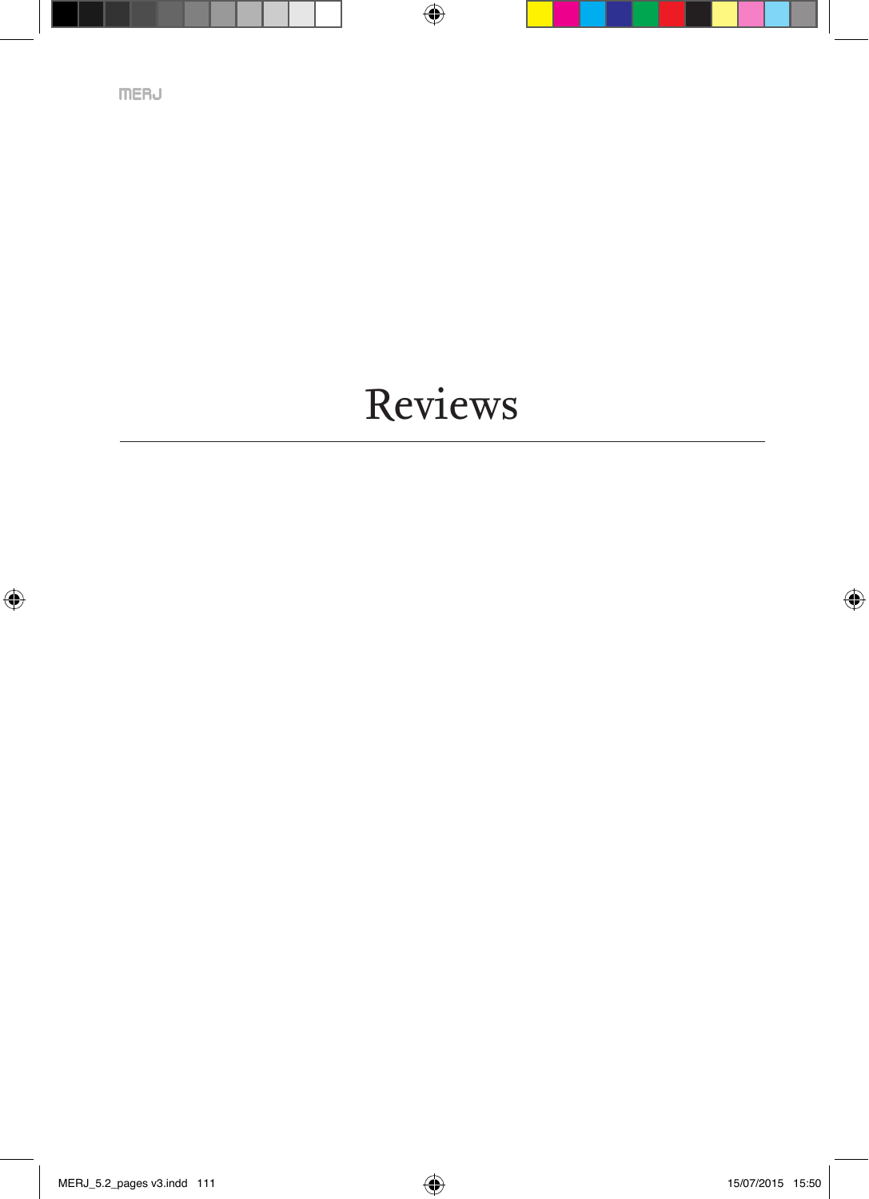# Reviews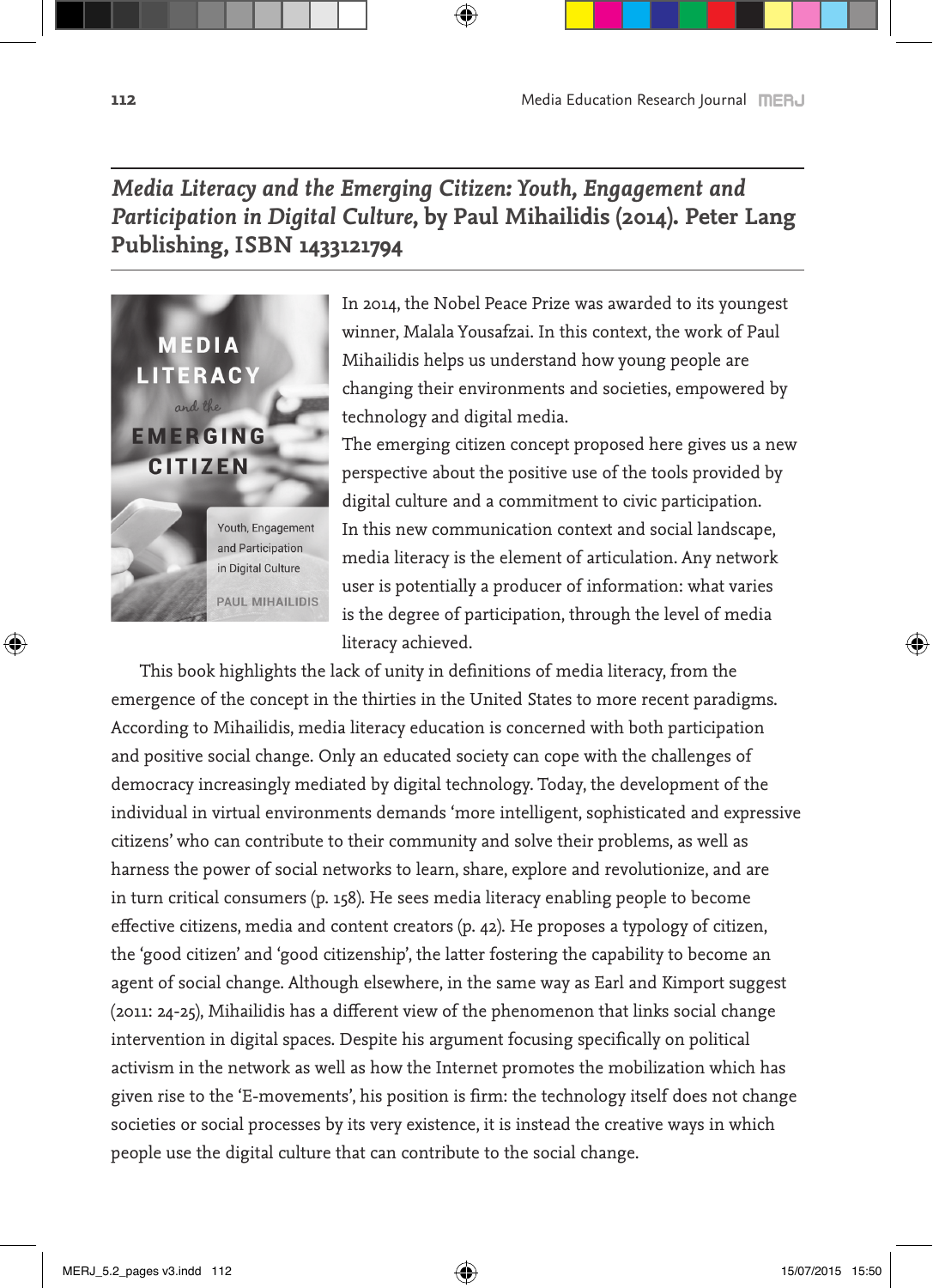## *Media Literacy and the Emerging Citizen: Youth, Engagement and Participation in Digital Culture*, by Paul Mihailidis (2014). Peter Lang Publishing, ISBN 1433121794

In 2014, the Nobel Peace Prize was awarded to its youngest winner, Malala Yousafzai. In this context, the work of Paul Mihailidis helps us understand how young people are changing their environments and societies, empowered by technology and digital media.

The emerging citizen concept proposed here gives us a new perspective about the positive use of the tools provided by digital culture and a commitment to civic participation.

In this new communication context and social landscape, media literacy is the element of articulation. Any network user is potentially a producer of information: what varies is the degree of participation, through the level of media literacy achieved.

This book highlights the lack of unity in definitions of media literacy, from the emergence of the concept in the thirties in the United States to more recent paradigms. According to Mihailidis, media literacy education is concerned with both participation and positive social change. Only an educated society can cope with the challenges of democracy increasingly mediated by digital technology. Today, the development of the individual in virtual environments demands 'more intelligent, sophisticated and expressive citizens' who can contribute to their community and solve their problems, as well as harness the power of social networks to learn, share, explore and revolutionize, and are in turn critical consumers (p. 158). He sees media literacy enabling people to become effective citizens, media and content creators (p. 42). He proposes a typology of citizen, the 'good citizen' and 'good citizenship', the latter fostering the capability to become an agent of social change. Although elsewhere, in the same way as Earl and Kimport suggest (2011: 24-25), Mihailidis has a different view of the phenomenon that links social change intervention in digital spaces. Despite his argument focusing specifically on political activism in the network as well as how the Internet promotes the mobilization which has given rise to the 'E-movements', his position is firm: the technology itself does not change societies or social processes by its very existence, it is instead the creative ways in which people use the digital culture that can contribute to the social change.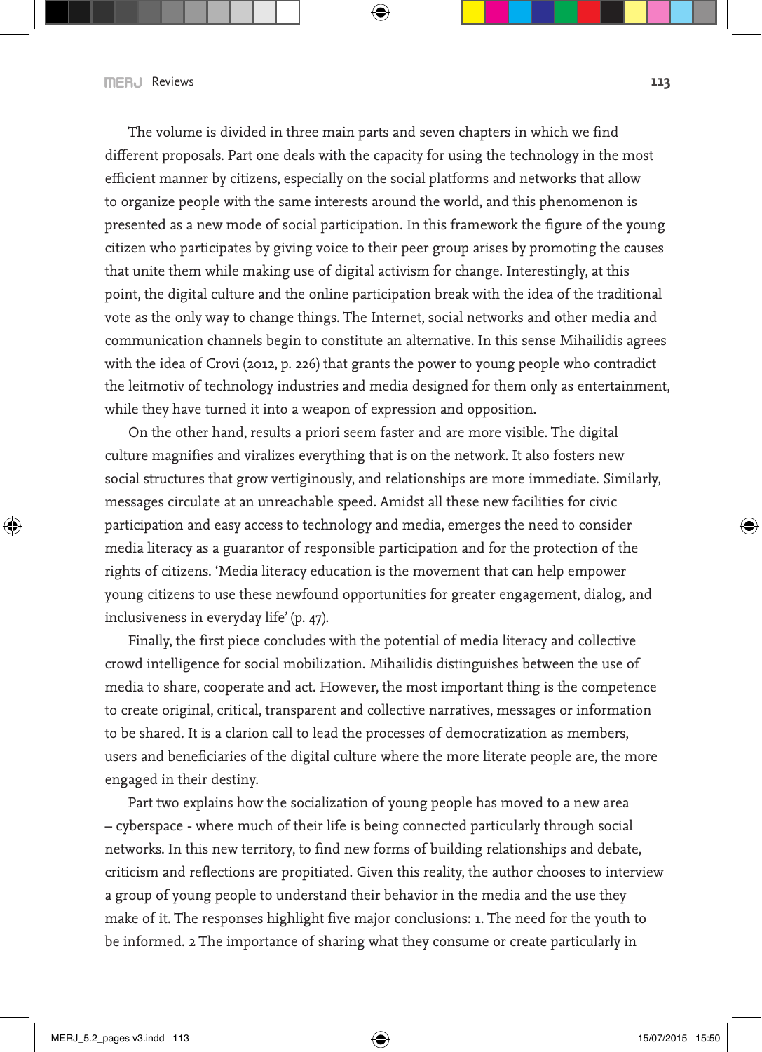The volume is divided in three main parts and seven chapters in which we find different proposals. Part one deals with the capacity for using the technology in the most efficient manner by citizens, especially on the social platforms and networks that allow to organize people with the same interests around the world, and this phenomenon is presented as a new mode of social participation. In this framework the figure of the young citizen who participates by giving voice to their peer group arises by promoting the causes that unite them while making use of digital activism for change. Interestingly, at this point, the digital culture and the online participation break with the idea of the traditional vote as the only way to change things. The Internet, social networks and other media and communication channels begin to constitute an alternative. In this sense Mihailidis agrees with the idea of Crovi (2012, p. 226) that grants the power to young people who contradict the leitmotiv of technology industries and media designed for them only as entertainment, while they have turned it into a weapon of expression and opposition.

On the other hand, results a priori seem faster and are more visible. The digital culture magnifies and viralizes everything that is on the network. It also fosters new social structures that grow vertiginously, and relationships are more immediate. Similarly, messages circulate at an unreachable speed. Amidst all these new facilities for civic participation and easy access to technology and media, emerges the need to consider media literacy as a guarantor of responsible participation and for the protection of the rights of citizens. 'Media literacy education is the movement that can help empower young citizens to use these newfound opportunities for greater engagement, dialog, and inclusiveness in everyday life' (p. 47).

Finally, the first piece concludes with the potential of media literacy and collective crowd intelligence for social mobilization. Mihailidis distinguishes between the use of media to share, cooperate and act. However, the most important thing is the competence to create original, critical, transparent and collective narratives, messages or information to be shared. It is a clarion call to lead the processes of democratization as members, users and beneficiaries of the digital culture where the more literate people are, the more engaged in their destiny.

Part two explains how the socialization of young people has moved to a new area – cyberspace - where much of their life is being connected particularly through social networks. In this new territory, to find new forms of building relationships and debate, criticism and reflections are propitiated. Given this reality, the author chooses to interview a group of young people to understand their behavior in the media and the use they make of it. The responses highlight five major conclusions: 1. The need for the youth to be informed. 2 The importance of sharing what they consume or create particularly in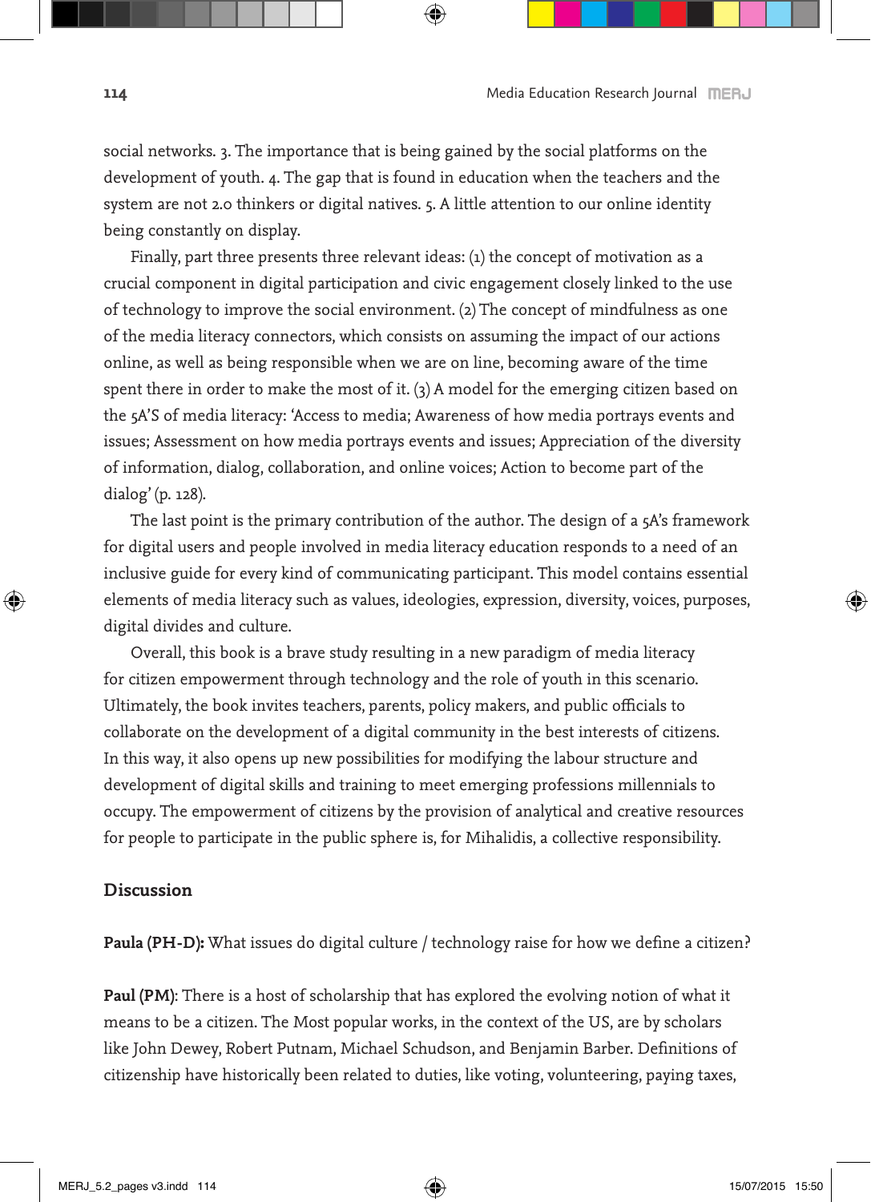social networks. 3. The importance that is being gained by the social platforms on the development of youth. 4. The gap that is found in education when the teachers and the system are not 2.0 thinkers or digital natives. 5. A little attention to our online identity being constantly on display.

Finally, part three presents three relevant ideas: (1) the concept of motivation as a crucial component in digital participation and civic engagement closely linked to the use of technology to improve the social environment. (2) The concept of mindfulness as one of the media literacy connectors, which consists on assuming the impact of our actions online, as well as being responsible when we are on line, becoming aware of the time spent there in order to make the most of it. (3) A model for the emerging citizen based on the 5A'S of media literacy: 'Access to media; Awareness of how media portrays events and issues; Assessment on how media portrays events and issues; Appreciation of the diversity of information, dialog, collaboration, and online voices; Action to become part of the dialog' (p. 128).

The last point is the primary contribution of the author. The design of a 5A's framework for digital users and people involved in media literacy education responds to a need of an inclusive guide for every kind of communicating participant. This model contains essential elements of media literacy such as values, ideologies, expression, diversity, voices, purposes, digital divides and culture.

Overall, this book is a brave study resulting in a new paradigm of media literacy for citizen empowerment through technology and the role of youth in this scenario. Ultimately, the book invites teachers, parents, policy makers, and public officials to collaborate on the development of a digital community in the best interests of citizens. In this way, it also opens up new possibilities for modifying the labour structure and development of digital skills and training to meet emerging professions millennials to occupy. The empowerment of citizens by the provision of analytical and creative resources for people to participate in the public sphere is, for Mihalidis, a collective responsibility.

## Discussion

**Paula (PH-D):** What issues do digital culture / technology raise for how we define a citizen?

**Paul (PM)**: There is a host of scholarship that has explored the evolving notion of what it means to be a citizen. The Most popular works, in the context of the US, are by scholars like John Dewey, Robert Putnam, Michael Schudson, and Benjamin Barber. Definitions of citizenship have historically been related to duties, like voting, volunteering, paying taxes,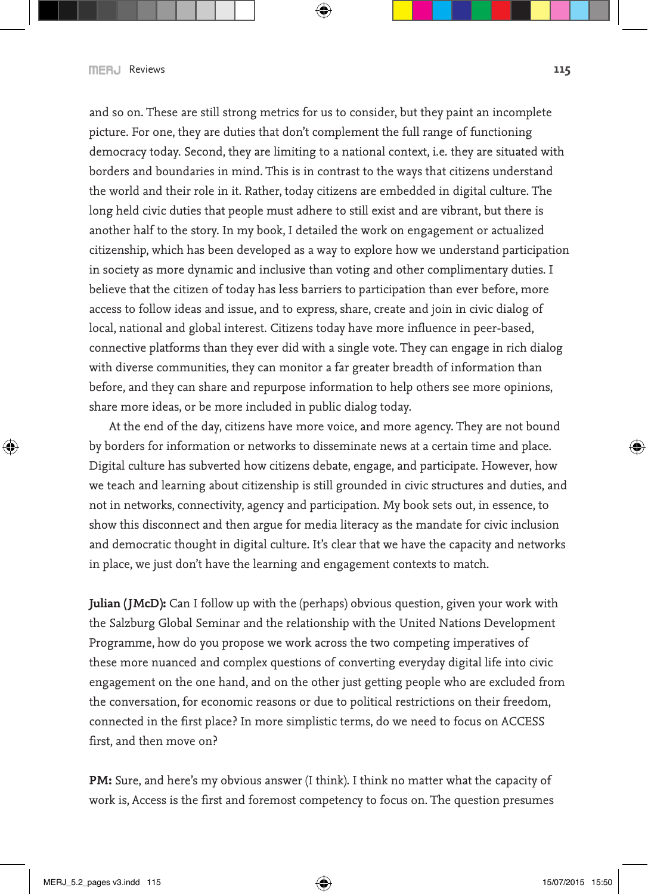and so on. These are still strong metrics for us to consider, but they paint an incomplete picture. For one, they are duties that don't complement the full range of functioning democracy today. Second, they are limiting to a national context, i.e. they are situated with borders and boundaries in mind. This is in contrast to the ways that citizens understand the world and their role in it. Rather, today citizens are embedded in digital culture. The long held civic duties that people must adhere to still exist and are vibrant, but there is another half to the story. In my book, I detailed the work on engagement or actualized citizenship, which has been developed as a way to explore how we understand participation in society as more dynamic and inclusive than voting and other complimentary duties. I believe that the citizen of today has less barriers to participation than ever before, more access to follow ideas and issue, and to express, share, create and join in civic dialog of local, national and global interest. Citizens today have more influence in peer-based, connective platforms than they ever did with a single vote. They can engage in rich dialog with diverse communities, they can monitor a far greater breadth of information than before, and they can share and repurpose information to help others see more opinions, share more ideas, or be more included in public dialog today.

At the end of the day, citizens have more voice, and more agency. They are not bound by borders for information or networks to disseminate news at a certain time and place. Digital culture has subverted how citizens debate, engage, and participate. However, how we teach and learning about citizenship is still grounded in civic structures and duties, and not in networks, connectivity, agency and participation. My book sets out, in essence, to show this disconnect and then argue for media literacy as the mandate for civic inclusion and democratic thought in digital culture. It's clear that we have the capacity and networks in place, we just don't have the learning and engagement contexts to match.

**Julian (JMcD):** Can I follow up with the (perhaps) obvious question, given your work with the Salzburg Global Seminar and the relationship with the United Nations Development Programme, how do you propose we work across the two competing imperatives of these more nuanced and complex questions of converting everyday digital life into civic engagement on the one hand, and on the other just getting people who are excluded from the conversation, for economic reasons or due to political restrictions on their freedom, connected in the first place? In more simplistic terms, do we need to focus on ACCESS first, and then move on?

**PM:** Sure, and here's my obvious answer (I think). I think no matter what the capacity of work is, Access is the first and foremost competency to focus on. The question presumes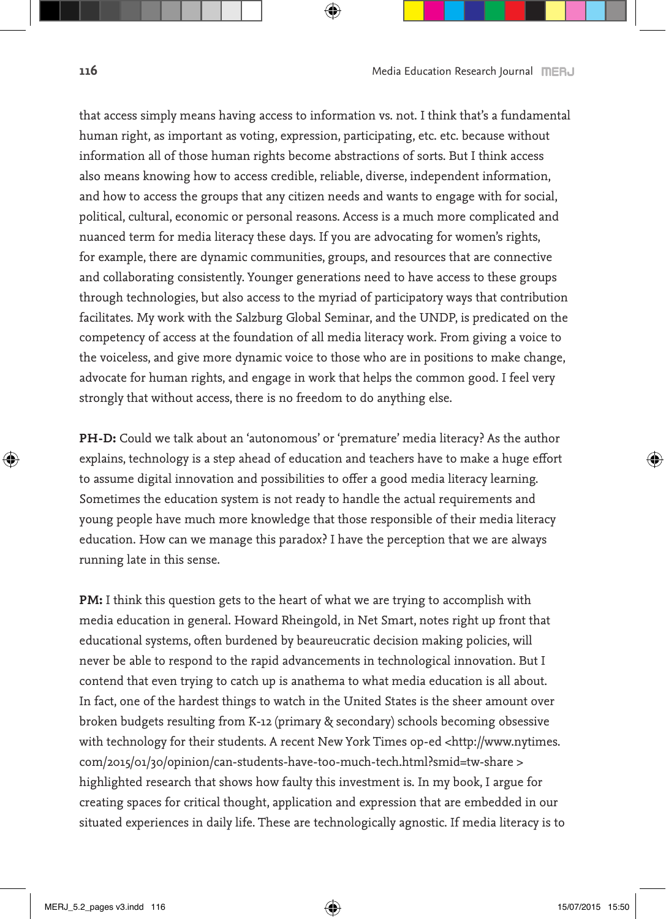that access simply means having access to information vs. not. I think that's a fundamental human right, as important as voting, expression, participating, etc. etc. because without information all of those human rights become abstractions of sorts. But I think access also means knowing how to access credible, reliable, diverse, independent information, and how to access the groups that any citizen needs and wants to engage with for social, political, cultural, economic or personal reasons. Access is a much more complicated and nuanced term for media literacy these days. If you are advocating for women's rights, for example, there are dynamic communities, groups, and resources that are connective and collaborating consistently. Younger generations need to have access to these groups through technologies, but also access to the myriad of participatory ways that contribution facilitates. My work with the Salzburg Global Seminar, and the UNDP, is predicated on the competency of access at the foundation of all media literacy work. From giving a voice to the voiceless, and give more dynamic voice to those who are in positions to make change, advocate for human rights, and engage in work that helps the common good. I feel very strongly that without access, there is no freedom to do anything else.

**PH-D:** Could we talk about an 'autonomous' or 'premature' media literacy? As the author explains, technology is a step ahead of education and teachers have to make a huge effort to assume digital innovation and possibilities to offer a good media literacy learning. Sometimes the education system is not ready to handle the actual requirements and young people have much more knowledge that those responsible of their media literacy education. How can we manage this paradox? I have the perception that we are always running late in this sense.

**PM:** I think this question gets to the heart of what we are trying to accomplish with media education in general. Howard Rheingold, in Net Smart, notes right up front that educational systems, often burdened by beaureucratic decision making policies, will never be able to respond to the rapid advancements in technological innovation. But I contend that even trying to catch up is anathema to what media education is all about. In fact, one of the hardest things to watch in the United States is the sheer amount over broken budgets resulting from K-12 (primary & secondary) schools becoming obsessive with technology for their students. A recent New York Times op-ed <http://www.nytimes.com/2015/01/30/opinion/can-students-have-too-much-tech.html?smid=tw-share > highlighted research that shows how faulty this investment is. In my book, I argue for creating spaces for critical thought, application and expression that are embedded in our situated experiences in daily life. These are technologically agnostic. If media literacy is to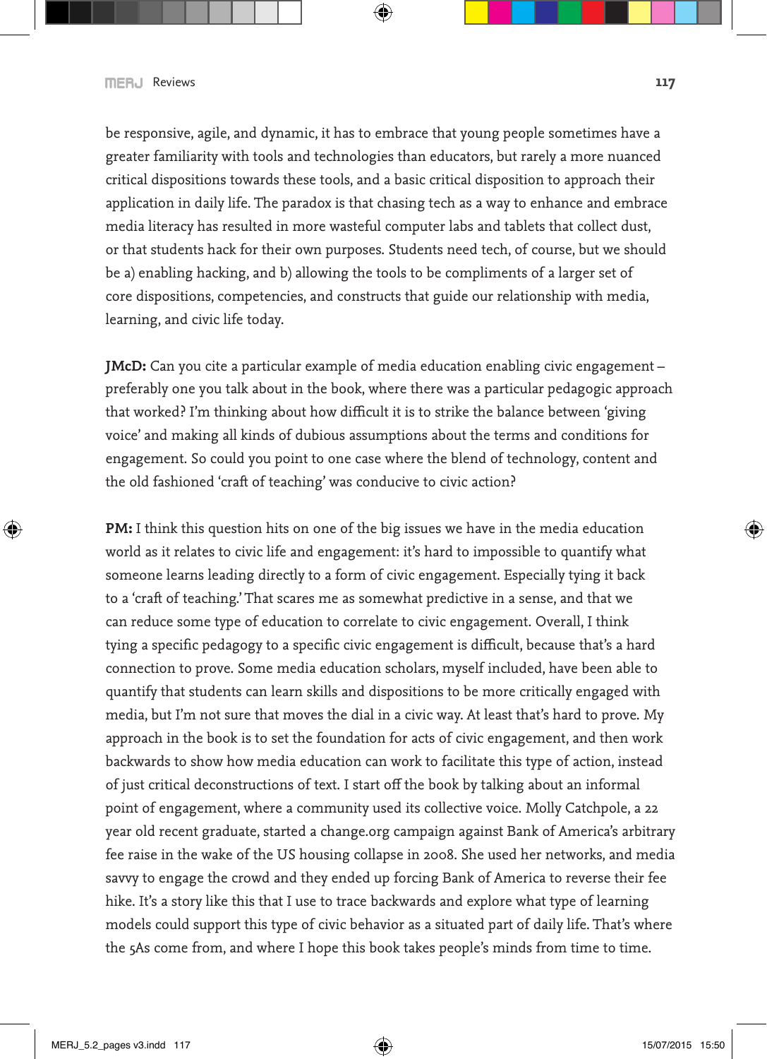be responsive, agile, and dynamic, it has to embrace that young people sometimes have a greater familiarity with tools and technologies than educators, but rarely a more nuanced critical dispositions towards these tools, and a basic critical disposition to approach their application in daily life. The paradox is that chasing tech as a way to enhance and embrace media literacy has resulted in more wasteful computer labs and tablets that collect dust, or that students hack for their own purposes. Students need tech, of course, but we should be a) enabling hacking, and b) allowing the tools to be compliments of a larger set of core dispositions, competencies, and constructs that guide our relationship with media, learning, and civic life today.

**JMcD:** Can you cite a particular example of media education enabling civic engagement – preferably one you talk about in the book, where there was a particular pedagogic approach that worked? I'm thinking about how difficult it is to strike the balance between 'giving voice' and making all kinds of dubious assumptions about the terms and conditions for engagement. So could you point to one case where the blend of technology, content and the old fashioned 'craft of teaching' was conducive to civic action?

**PM:** I think this question hits on one of the big issues we have in the media education world as it relates to civic life and engagement: it's hard to impossible to quantify what someone learns leading directly to a form of civic engagement. Especially tying it back to a 'craft of teaching.' That scares me as somewhat predictive in a sense, and that we can reduce some type of education to correlate to civic engagement. Overall, I think tying a specific pedagogy to a specific civic engagement is difficult, because that's a hard connection to prove. Some media education scholars, myself included, have been able to quantify that students can learn skills and dispositions to be more critically engaged with media, but I'm not sure that moves the dial in a civic way. At least that's hard to prove. My approach in the book is to set the foundation for acts of civic engagement, and then work backwards to show how media education can work to facilitate this type of action, instead of just critical deconstructions of text. I start off the book by talking about an informal point of engagement, where a community used its collective voice. Molly Catchpole, a 22 year old recent graduate, started a change.org campaign against Bank of America's arbitrary fee raise in the wake of the US housing collapse in 2008. She used her networks, and media savvy to engage the crowd and they ended up forcing Bank of America to reverse their fee hike. It's a story like this that I use to trace backwards and explore what type of learning models could support this type of civic behavior as a situated part of daily life. That's where the 5As come from, and where I hope this book takes people's minds from time to time.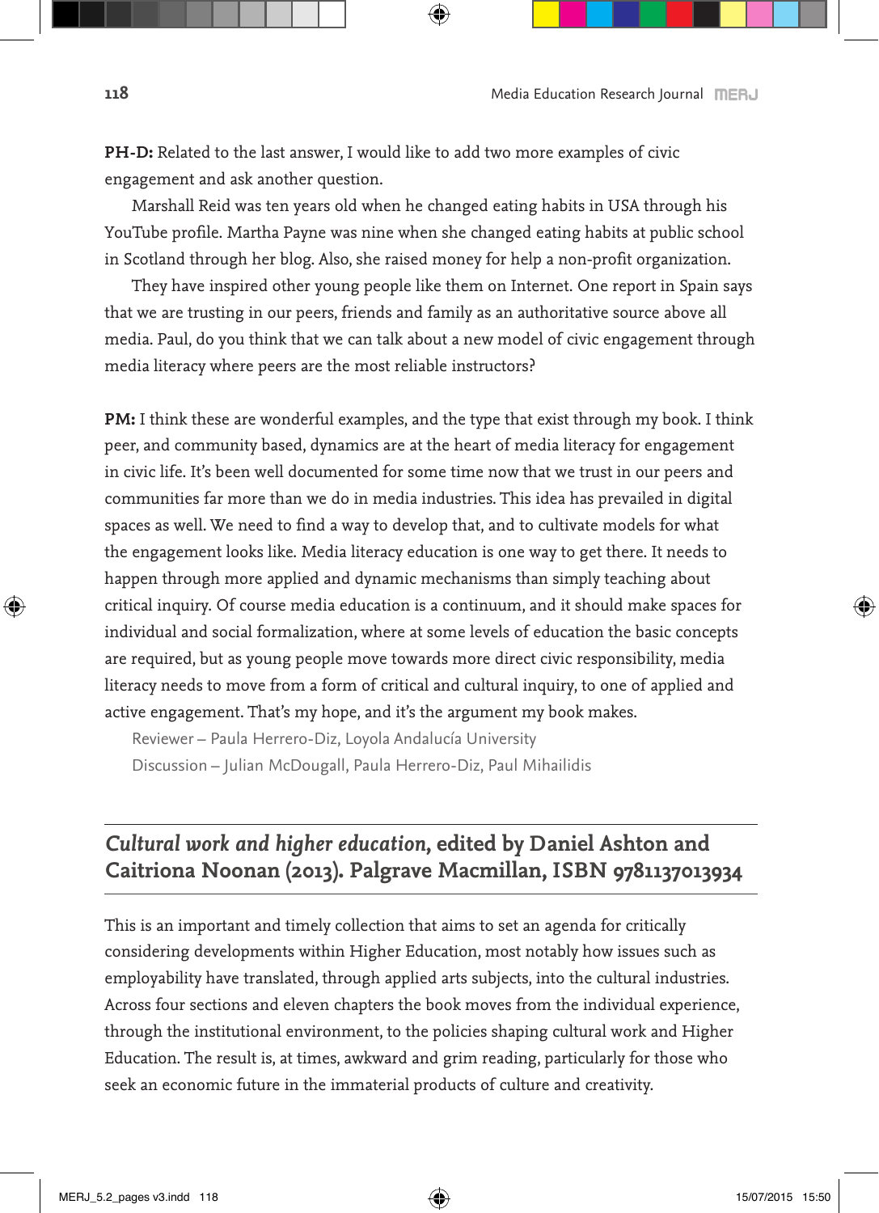**PH-D:** Related to the last answer, I would like to add two more examples of civic engagement and ask another question.

Marshall Reid was ten years old when he changed eating habits in USA through his YouTube profile. Martha Payne was nine when she changed eating habits at public school in Scotland through her blog. Also, she raised money for help a non-profit organization.

They have inspired other young people like them on Internet. One report in Spain says that we are trusting in our peers, friends and family as an authoritative source above all media. Paul, do you think that we can talk about a new model of civic engagement through media literacy where peers are the most reliable instructors?

**PM:** I think these are wonderful examples, and the type that exist through my book. I think peer, and community based, dynamics are at the heart of media literacy for engagement in civic life. It's been well documented for some time now that we trust in our peers and communities far more than we do in media industries. This idea has prevailed in digital spaces as well. We need to find a way to develop that, and to cultivate models for what the engagement looks like. Media literacy education is one way to get there. It needs to happen through more applied and dynamic mechanisms than simply teaching about critical inquiry. Of course media education is a continuum, and it should make spaces for individual and social formalization, where at some levels of education the basic concepts are required, but as young people move towards more direct civic responsibility, media literacy needs to move from a form of critical and cultural inquiry, to one of applied and active engagement. That's my hope, and it's the argument my book makes.

Reviewer – Paula Herrero-Diz, Loyola Andalucía University

Discussion – Julian McDougall, Paula Herrero-Diz, Paul Mihailidis

## *Cultural work and higher education*, edited by Daniel Ashton and Caitriona Noonan (2013). Palgrave Macmillan, ISBN 9781137013934

This is an important and timely collection that aims to set an agenda for critically considering developments within Higher Education, most notably how issues such as employability have translated, through applied arts subjects, into the cultural industries. Across four sections and eleven chapters the book moves from the individual experience, through the institutional environment, to the policies shaping cultural work and Higher Education. The result is, at times, awkward and grim reading, particularly for those who seek an economic future in the immaterial products of culture and creativity.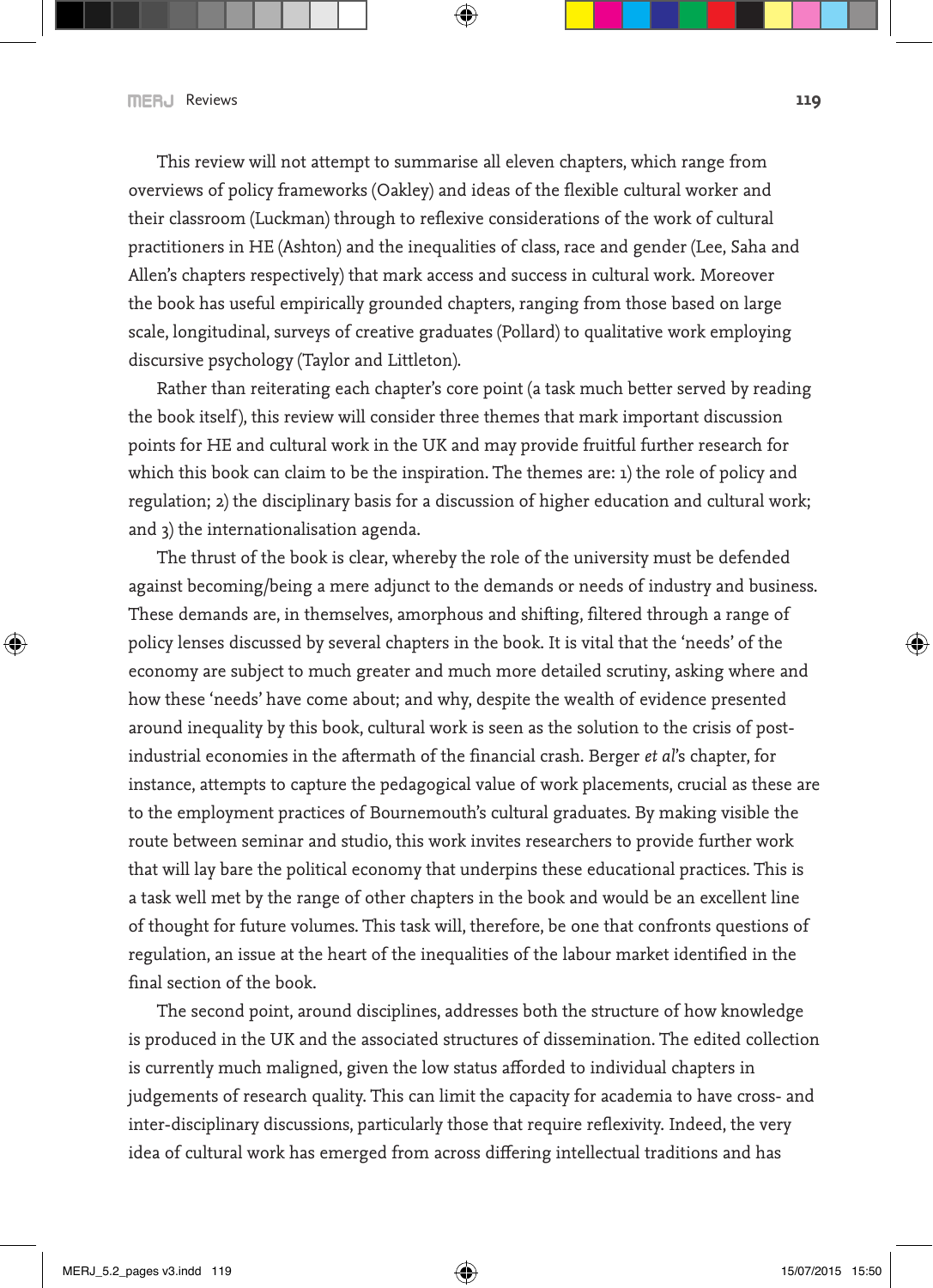This review will not attempt to summarise all eleven chapters, which range from overviews of policy frameworks (Oakley) and ideas of the flexible cultural worker and their classroom (Luckman) through to reflexive considerations of the work of cultural practitioners in HE (Ashton) and the inequalities of class, race and gender (Lee, Saha and Allen's chapters respectively) that mark access and success in cultural work. Moreover the book has useful empirically grounded chapters, ranging from those based on large scale, longitudinal, surveys of creative graduates (Pollard) to qualitative work employing discursive psychology (Taylor and Littleton).

Rather than reiterating each chapter's core point (a task much better served by reading the book itself), this review will consider three themes that mark important discussion points for HE and cultural work in the UK and may provide fruitful further research for which this book can claim to be the inspiration. The themes are: 1) the role of policy and regulation; 2) the disciplinary basis for a discussion of higher education and cultural work; and 3) the internationalisation agenda.

The thrust of the book is clear, whereby the role of the university must be defended against becoming/being a mere adjunct to the demands or needs of industry and business. These demands are, in themselves, amorphous and shifting, filtered through a range of policy lenses discussed by several chapters in the book. It is vital that the 'needs' of the economy are subject to much greater and much more detailed scrutiny, asking where and how these 'needs' have come about; and why, despite the wealth of evidence presented around inequality by this book, cultural work is seen as the solution to the crisis of post-industrial economies in the aftermath of the financial crash. Berger *et al*'s chapter, for instance, attempts to capture the pedagogical value of work placements, crucial as these are to the employment practices of Bournemouth's cultural graduates. By making visible the route between seminar and studio, this work invites researchers to provide further work that will lay bare the political economy that underpins these educational practices. This is a task well met by the range of other chapters in the book and would be an excellent line of thought for future volumes. This task will, therefore, be one that confronts questions of regulation, an issue at the heart of the inequalities of the labour market identified in the final section of the book.

The second point, around disciplines, addresses both the structure of how knowledge is produced in the UK and the associated structures of dissemination. The edited collection is currently much maligned, given the low status afforded to individual chapters in judgements of research quality. This can limit the capacity for academia to have cross- and inter-disciplinary discussions, particularly those that require reflexivity. Indeed, the very idea of cultural work has emerged from across differing intellectual traditions and has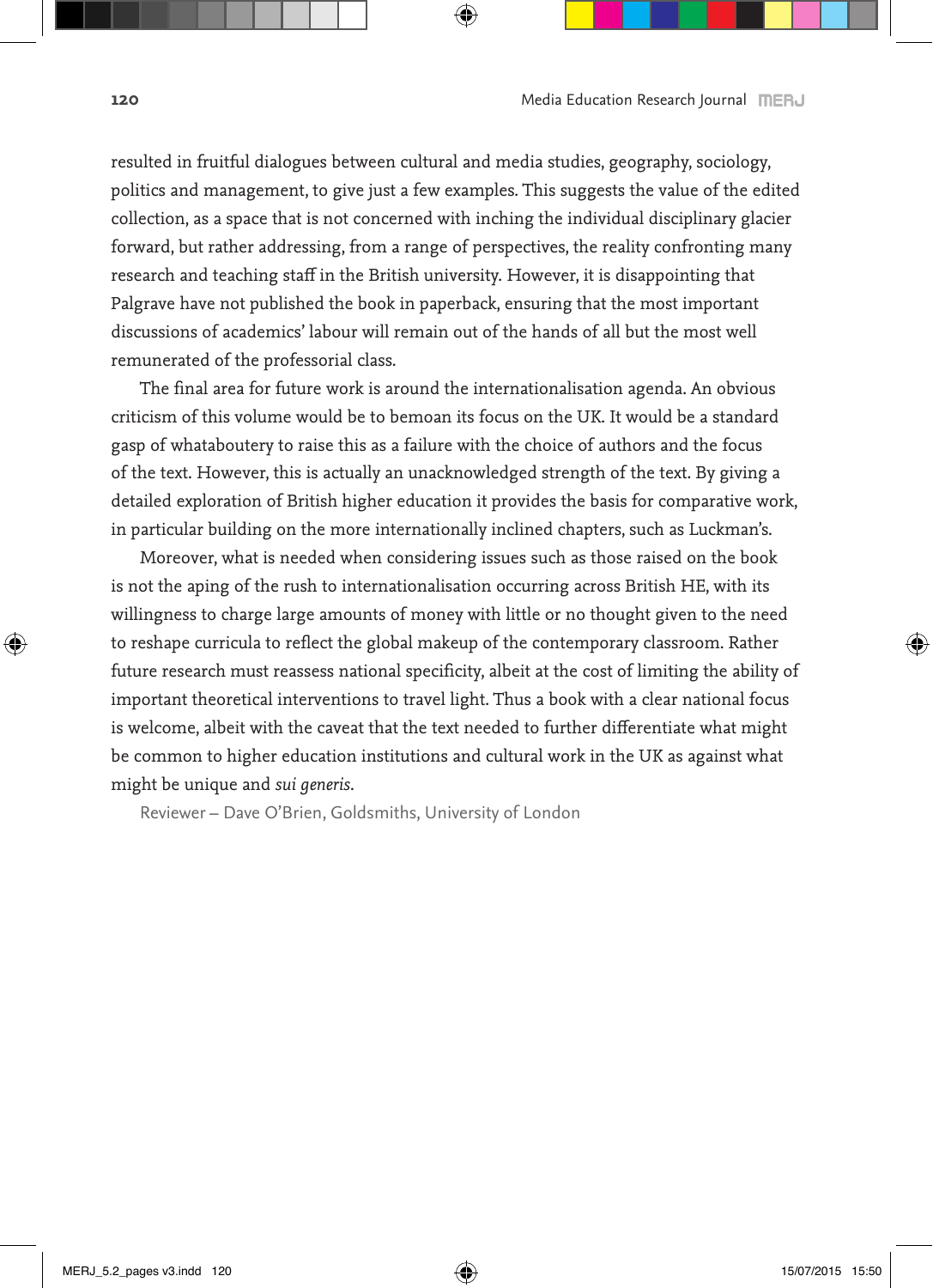resulted in fruitful dialogues between cultural and media studies, geography, sociology, politics and management, to give just a few examples. This suggests the value of the edited collection, as a space that is not concerned with inching the individual disciplinary glacier forward, but rather addressing, from a range of perspectives, the reality confronting many research and teaching staff in the British university. However, it is disappointing that Palgrave have not published the book in paperback, ensuring that the most important discussions of academics' labour will remain out of the hands of all but the most well remunerated of the professorial class.

The final area for future work is around the internationalisation agenda. An obvious criticism of this volume would be to bemoan its focus on the UK. It would be a standard gasp of whataboutery to raise this as a failure with the choice of authors and the focus of the text. However, this is actually an unacknowledged strength of the text. By giving a detailed exploration of British higher education it provides the basis for comparative work, in particular building on the more internationally inclined chapters, such as Luckman's.

Moreover, what is needed when considering issues such as those raised on the book is not the aping of the rush to internationalisation occurring across British HE, with its willingness to charge large amounts of money with little or no thought given to the need to reshape curricula to reflect the global makeup of the contemporary classroom. Rather future research must reassess national specificity, albeit at the cost of limiting the ability of important theoretical interventions to travel light. Thus a book with a clear national focus is welcome, albeit with the caveat that the text needed to further differentiate what might be common to higher education institutions and cultural work in the UK as against what might be unique and *sui generis*.

Reviewer – Dave O'Brien, Goldsmiths, University of London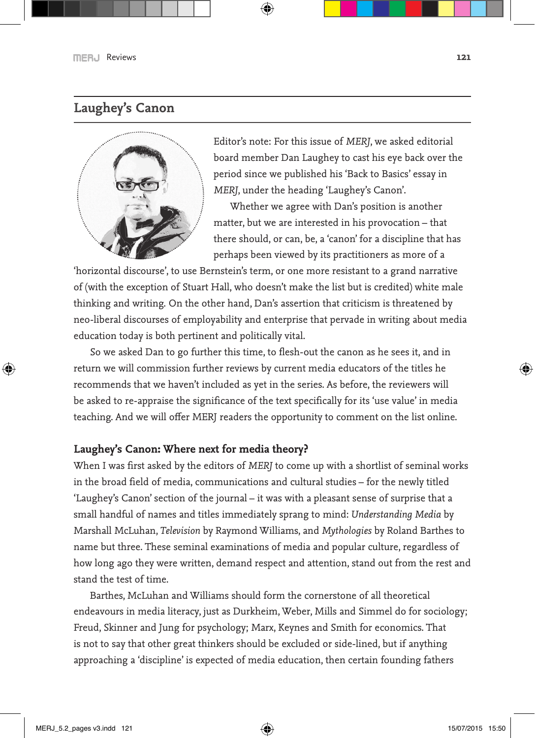## Laughey's Canon

Editor's note: For this issue of *MERJ*, we asked editorial board member Dan Laughey to cast his eye back over the period since we published his 'Back to Basics' essay in *MERJ*, under the heading 'Laughey's Canon'.

Whether we agree with Dan's position is another matter, but we are interested in his provocation – that there should, or can, be, a 'canon' for a discipline that has perhaps been viewed by its practitioners as more of a 'horizontal discourse', to use Bernstein's term, or one more resistant to a grand narrative of (with the exception of Stuart Hall, who doesn't make the list but is credited) white male thinking and writing. On the other hand, Dan's assertion that criticism is threatened by neo-liberal discourses of employability and enterprise that pervade in writing about media education today is both pertinent and politically vital.

So we asked Dan to go further this time, to flesh-out the canon as he sees it, and in return we will commission further reviews by current media educators of the titles he recommends that we haven't included as yet in the series. As before, the reviewers will be asked to re-appraise the significance of the text specifically for its 'use value' in media teaching. And we will offer MERJ readers the opportunity to comment on the list online.

### Laughey's Canon: Where next for media theory?

When I was first asked by the editors of *MERJ* to come up with a shortlist of seminal works in the broad field of media, communications and cultural studies – for the newly titled 'Laughey's Canon' section of the journal – it was with a pleasant sense of surprise that a small handful of names and titles immediately sprang to mind: *Understanding Media* by Marshall McLuhan, *Television* by Raymond Williams, and *Mythologies* by Roland Barthes to name but three. These seminal examinations of media and popular culture, regardless of how long ago they were written, demand respect and attention, stand out from the rest and stand the test of time.

Barthes, McLuhan and Williams should form the cornerstone of all theoretical endeavours in media literacy, just as Durkheim, Weber, Mills and Simmel do for sociology; Freud, Skinner and Jung for psychology; Marx, Keynes and Smith for economics. That is not to say that other great thinkers should be excluded or side-lined, but if anything approaching a 'discipline' is expected of media education, then certain founding fathers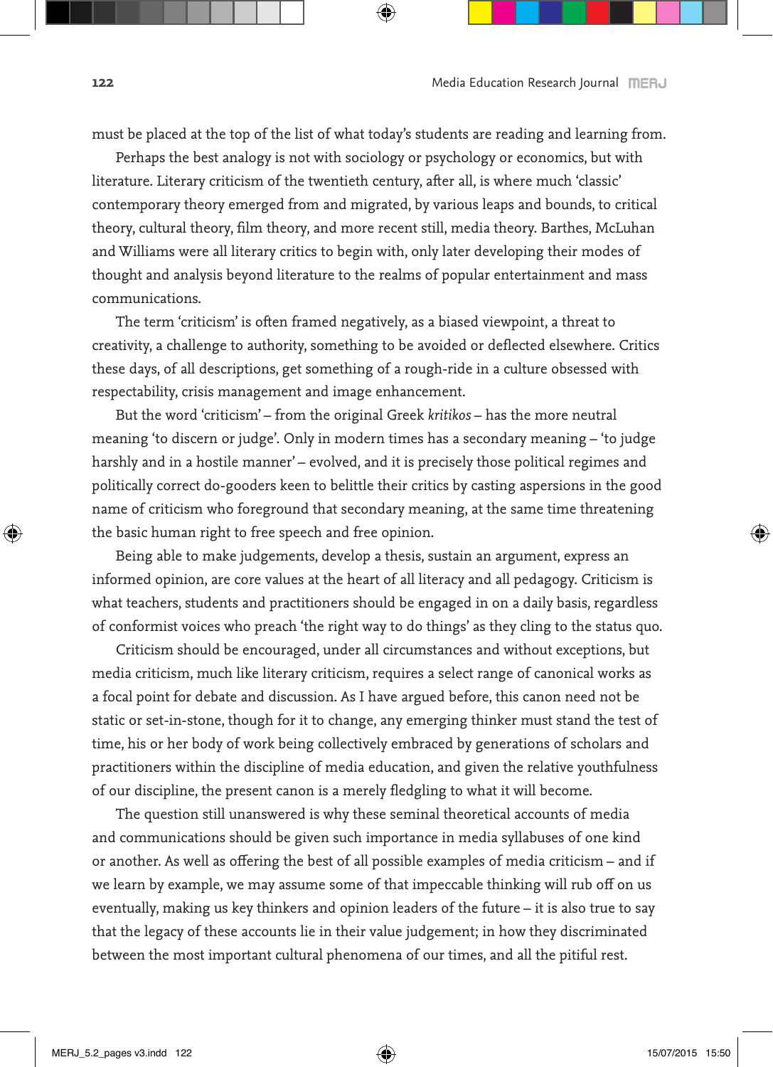must be placed at the top of the list of what today's students are reading and learning from.

Perhaps the best analogy is not with sociology or psychology or economics, but with literature. Literary criticism of the twentieth century, after all, is where much 'classic' contemporary theory emerged from and migrated, by various leaps and bounds, to critical theory, cultural theory, film theory, and more recent still, media theory. Barthes, McLuhan and Williams were all literary critics to begin with, only later developing their modes of thought and analysis beyond literature to the realms of popular entertainment and mass communications.

The term 'criticism' is often framed negatively, as a biased viewpoint, a threat to creativity, a challenge to authority, something to be avoided or deflected elsewhere. Critics these days, of all descriptions, get something of a rough-ride in a culture obsessed with respectability, crisis management and image enhancement.

But the word 'criticism' – from the original Greek *kritikos* – has the more neutral meaning 'to discern or judge'. Only in modern times has a secondary meaning – 'to judge harshly and in a hostile manner' – evolved, and it is precisely those political regimes and politically correct do-gooders keen to belittle their critics by casting aspersions in the good name of criticism who foreground that secondary meaning, at the same time threatening the basic human right to free speech and free opinion.

Being able to make judgements, develop a thesis, sustain an argument, express an informed opinion, are core values at the heart of all literacy and all pedagogy. Criticism is what teachers, students and practitioners should be engaged in on a daily basis, regardless of conformist voices who preach 'the right way to do things' as they cling to the status quo.

Criticism should be encouraged, under all circumstances and without exceptions, but media criticism, much like literary criticism, requires a select range of canonical works as a focal point for debate and discussion. As I have argued before, this canon need not be static or set-in-stone, though for it to change, any emerging thinker must stand the test of time, his or her body of work being collectively embraced by generations of scholars and practitioners within the discipline of media education, and given the relative youthfulness of our discipline, the present canon is a merely fledgling to what it will become.

The question still unanswered is why these seminal theoretical accounts of media and communications should be given such importance in media syllabuses of one kind or another. As well as offering the best of all possible examples of media criticism – and if we learn by example, we may assume some of that impeccable thinking will rub off on us eventually, making us key thinkers and opinion leaders of the future – it is also true to say that the legacy of these accounts lie in their value judgement; in how they discriminated between the most important cultural phenomena of our times, and all the pitiful rest.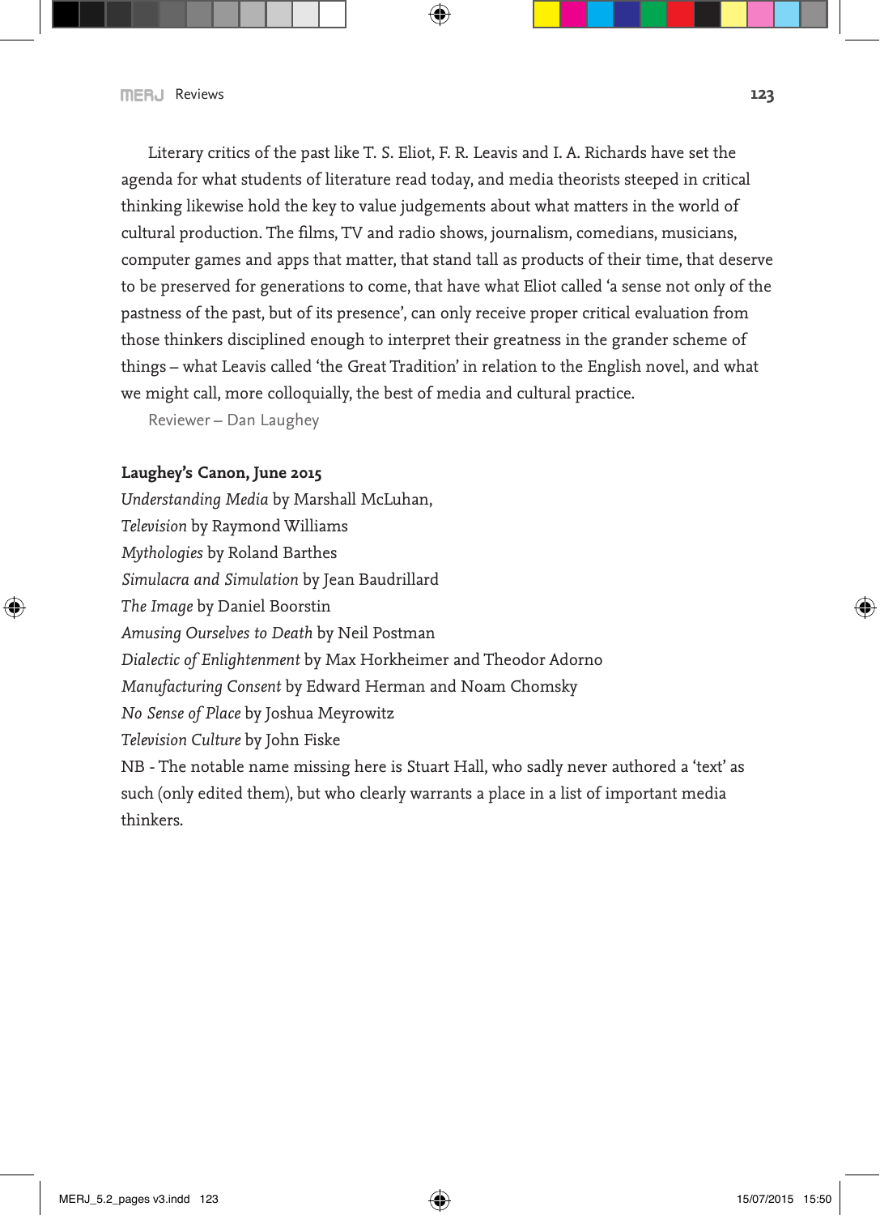Literary critics of the past like T. S. Eliot, F. R. Leavis and I. A. Richards have set the agenda for what students of literature read today, and media theorists steeped in critical thinking likewise hold the key to value judgements about what matters in the world of cultural production. The films, TV and radio shows, journalism, comedians, musicians, computer games and apps that matter, that stand tall as products of their time, that deserve to be preserved for generations to come, that have what Eliot called 'a sense not only of the pastness of the past, but of its presence', can only receive proper critical evaluation from those thinkers disciplined enough to interpret their greatness in the grander scheme of things – what Leavis called 'the Great Tradition' in relation to the English novel, and what we might call, more colloquially, the best of media and cultural practice.

Reviewer – Dan Laughey

**Laughey's Canon, June 2015**

*Understanding Media* by Marshall McLuhan,
*Television* by Raymond Williams
*Mythologies* by Roland Barthes
*Simulacra and Simulation* by Jean Baudrillard
*The Image* by Daniel Boorstin
*Amusing Ourselves to Death* by Neil Postman
*Dialectic of Enlightenment* by Max Horkheimer and Theodor Adorno
*Manufacturing Consent* by Edward Herman and Noam Chomsky
*No Sense of Place* by Joshua Meyrowitz
*Television Culture* by John Fiske
NB - The notable name missing here is Stuart Hall, who sadly never authored a 'text' as such (only edited them), but who clearly warrants a place in a list of important media thinkers.